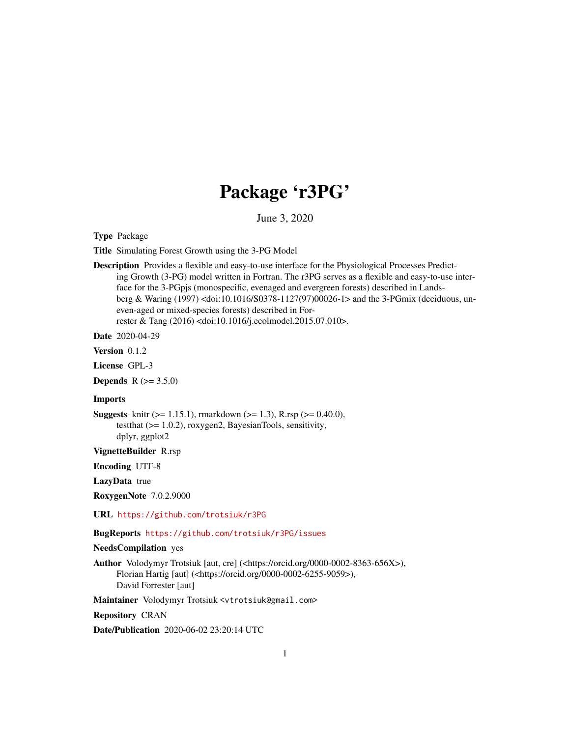# Package 'r3PG'

June 3, 2020

**Type** Package

**Title** Simulating Forest Growth using the 3-PG Model

**Description** Provides a flexible and easy-to-use interface for the Physiological Processes Predicting Growth (3-PG) model written in Fortran. The r3PG serves as a flexible and easy-to-use interface for the 3-PGpjs (monospecific, evenaged and evergreen forests) described in Landsberg & Waring (1997) <doi:10.1016/S0378-1127(97)00026-1> and the 3-PGmix (deciduous, uneven-aged or mixed-species forests) described in Forrester & Tang (2016) <doi:10.1016/j.ecolmodel.2015.07.010>.

**Date** 2020-04-29

**Version** 0.1.2

**License** GPL-3

**Depends** R (>= 3.5.0)

**Imports**

**Suggests** knitr (>= 1.15.1), rmarkdown (>= 1.3), R.rsp (>= 0.40.0), testthat (>= 1.0.2), roxygen2, BayesianTools, sensitivity, dplyr, ggplot2

**VignetteBuilder** R.rsp

**Encoding** UTF-8

**LazyData** true

**RoxygenNote** 7.0.2.9000

**URL** https://github.com/trotsiuk/r3PG

**BugReports** https://github.com/trotsiuk/r3PG/issues

**NeedsCompilation** yes

**Author** Volodymyr Trotsiuk [aut, cre] (<https://orcid.org/0000-0002-8363-656X>), Florian Hartig [aut] (<https://orcid.org/0000-0002-6255-9059>), David Forrester [aut]

**Maintainer** Volodymyr Trotsiuk <vtrotsiuk@gmail.com>

**Repository** CRAN

**Date/Publication** 2020-06-02 23:20:14 UTC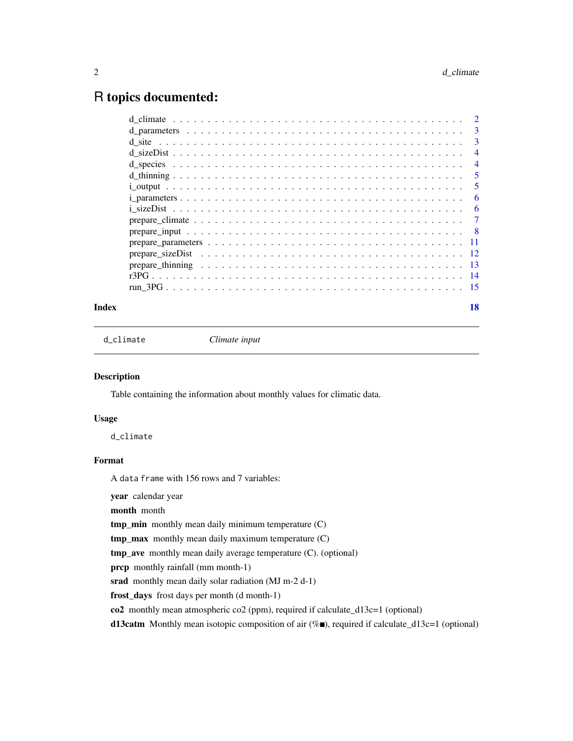# R topics documented:

- d_climate . . . 2
- d_parameters . . . 3
- d_site . . . 3
- d_sizeDist . . . 4
- d_species . . . 4
- d_thinning . . . 5
- i_output . . . 5
- i_parameters . . . 6
- i_sizeDist . . . 6
- prepare_climate . . . 7
- prepare_input . . . 8
- prepare_parameters . . . 11
- prepare_sizeDist . . . 12
- prepare_thinning . . . 13
- r3PG . . . 14
- run_3PG . . . 15

**Index** 18

---

`d_climate` *Climate input*

---

### Description

Table containing the information about monthly values for climatic data.

### Usage

```
d_climate
```

### Format

A `data frame` with 156 rows and 7 variables:

**year** calendar year

**month** month

**tmp_min** monthly mean daily minimum temperature (C)

**tmp_max** monthly mean daily maximum temperature (C)

**tmp_ave** monthly mean daily average temperature (C). (optional)

**prcp** monthly rainfall (mm month-1)

**srad** monthly mean daily solar radiation (MJ m-2 d-1)

**frost_days** frost days per month (d month-1)

**co2** monthly mean atmospheric co2 (ppm), required if calculate_d13c=1 (optional)

**d13catm** Monthly mean isotopic composition of air (%■), required if calculate_d13c=1 (optional)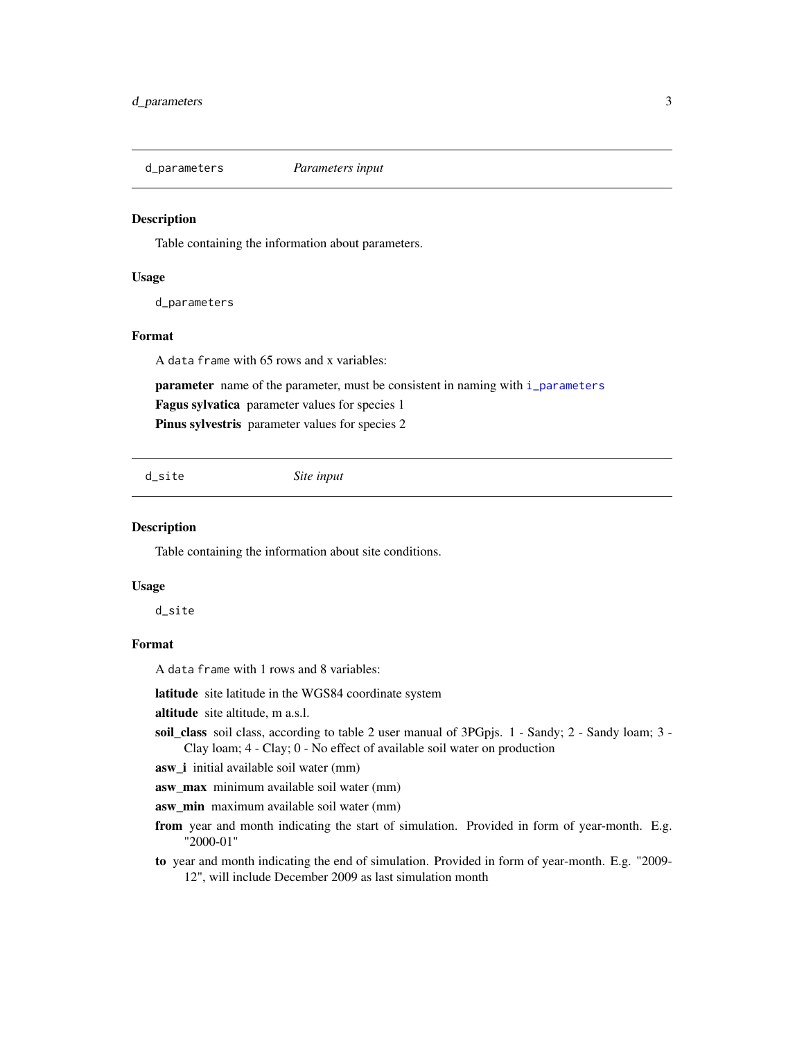## d_parameters — *Parameters input*

### Description

Table containing the information about parameters.

### Usage

```
d_parameters
```

### Format

A `data frame` with 65 rows and x variables:

**parameter** name of the parameter, must be consistent in naming with `i_parameters`

**Fagus sylvatica** parameter values for species 1

**Pinus sylvestris** parameter values for species 2

## d_site — *Site input*

### Description

Table containing the information about site conditions.

### Usage

```
d_site
```

### Format

A `data frame` with 1 rows and 8 variables:

**latitude** site latitude in the WGS84 coordinate system

**altitude** site altitude, m a.s.l.

**soil_class** soil class, according to table 2 user manual of 3PGpjs. 1 - Sandy; 2 - Sandy loam; 3 - Clay loam; 4 - Clay; 0 - No effect of available soil water on production

**asw_i** initial available soil water (mm)

**asw_max** minimum available soil water (mm)

**asw_min** maximum available soil water (mm)

**from** year and month indicating the start of simulation. Provided in form of year-month. E.g. "2000-01"

**to** year and month indicating the end of simulation. Provided in form of year-month. E.g. "2009-12", will include December 2009 as last simulation month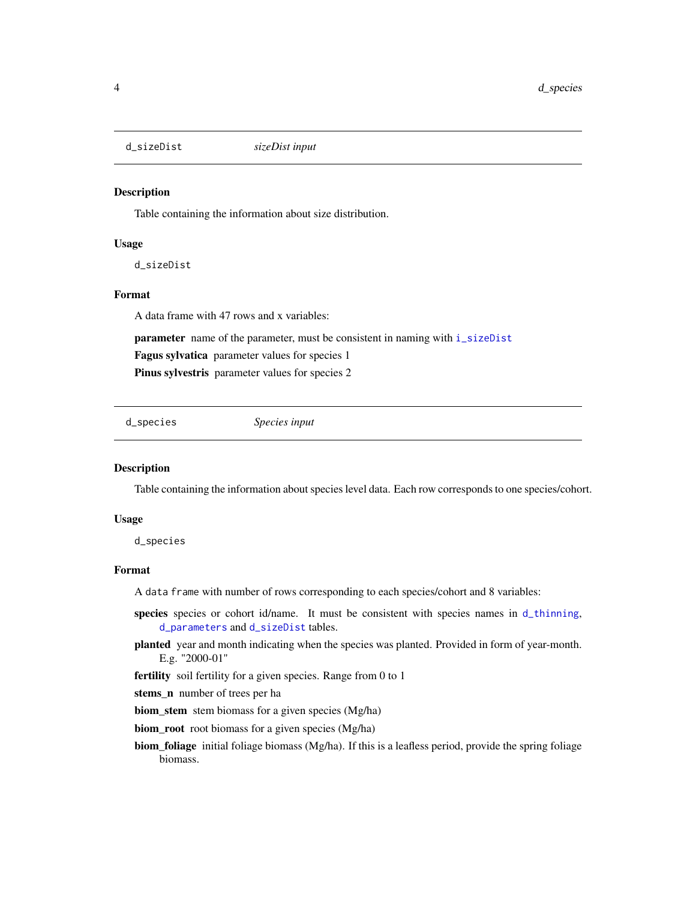## d_sizeDist — *sizeDist input*

### Description

Table containing the information about size distribution.

### Usage

```
d_sizeDist
```

### Format

A data frame with 47 rows and x variables:

**parameter** name of the parameter, must be consistent in naming with `i_sizeDist`

**Fagus sylvatica** parameter values for species 1

**Pinus sylvestris** parameter values for species 2

## d_species — *Species input*

### Description

Table containing the information about species level data. Each row corresponds to one species/cohort.

### Usage

```
d_species
```

### Format

A data frame with number of rows corresponding to each species/cohort and 8 variables:

**species** species or cohort id/name. It must be consistent with species names in `d_thinning`, `d_parameters` and `d_sizeDist` tables.

**planted** year and month indicating when the species was planted. Provided in form of year-month. E.g. "2000-01"

**fertility** soil fertility for a given species. Range from 0 to 1

**stems_n** number of trees per ha

**biom_stem** stem biomass for a given species (Mg/ha)

**biom_root** root biomass for a given species (Mg/ha)

**biom_foliage** initial foliage biomass (Mg/ha). If this is a leafless period, provide the spring foliage biomass.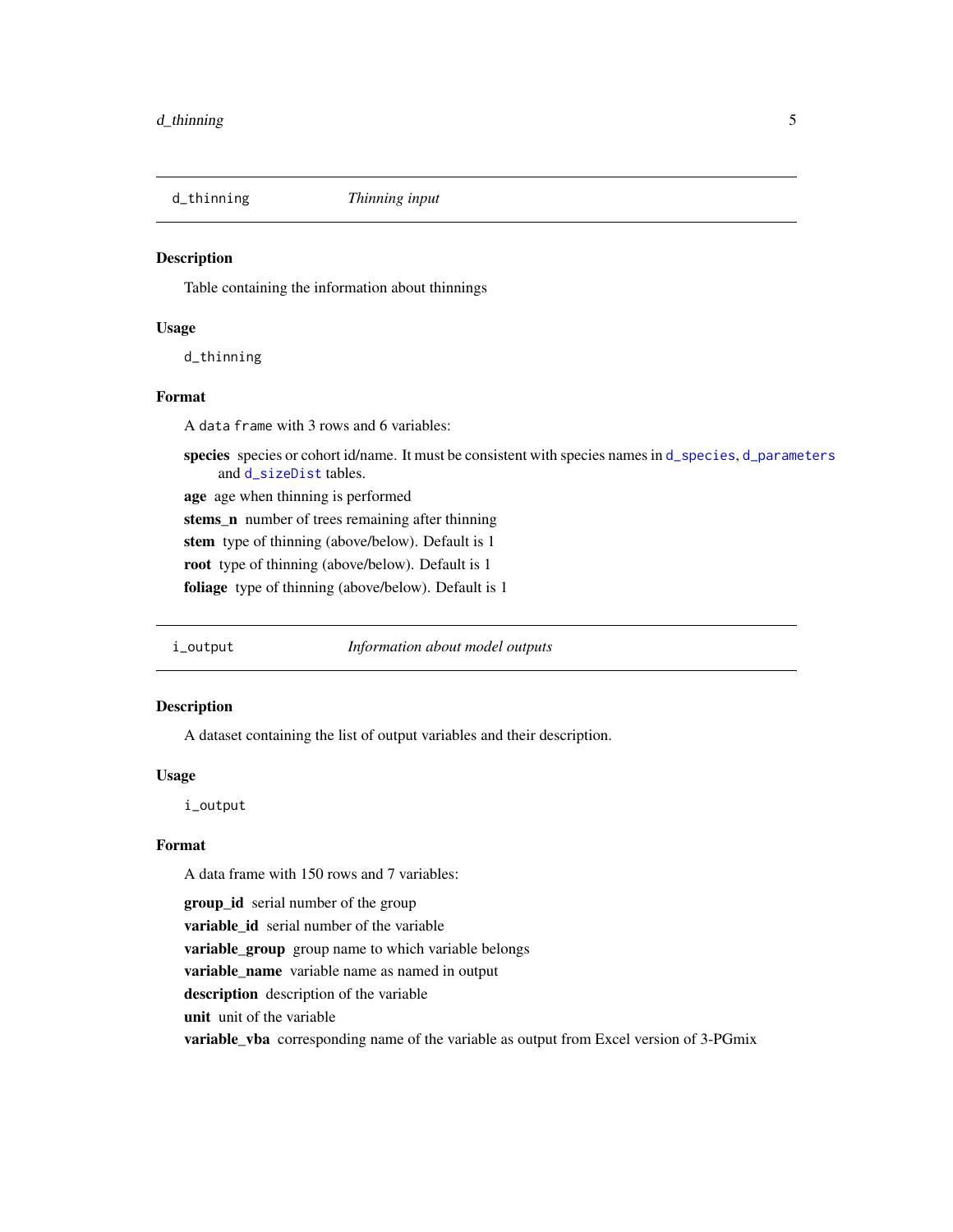## d_thinning — *Thinning input*

### Description

Table containing the information about thinnings

### Usage

```
d_thinning
```

### Format

A data frame with 3 rows and 6 variables:

- **species** species or cohort id/name. It must be consistent with species names in d_species, d_parameters and d_sizeDist tables.
- **age** age when thinning is performed
- **stems_n** number of trees remaining after thinning
- **stem** type of thinning (above/below). Default is 1
- **root** type of thinning (above/below). Default is 1
- **foliage** type of thinning (above/below). Default is 1

## i_output — *Information about model outputs*

### Description

A dataset containing the list of output variables and their description.

### Usage

```
i_output
```

### Format

A data frame with 150 rows and 7 variables:

- **group_id** serial number of the group
- **variable_id** serial number of the variable
- **variable_group** group name to which variable belongs
- **variable_name** variable name as named in output
- **description** description of the variable
- **unit** unit of the variable
- **variable_vba** corresponding name of the variable as output from Excel version of 3-PGmix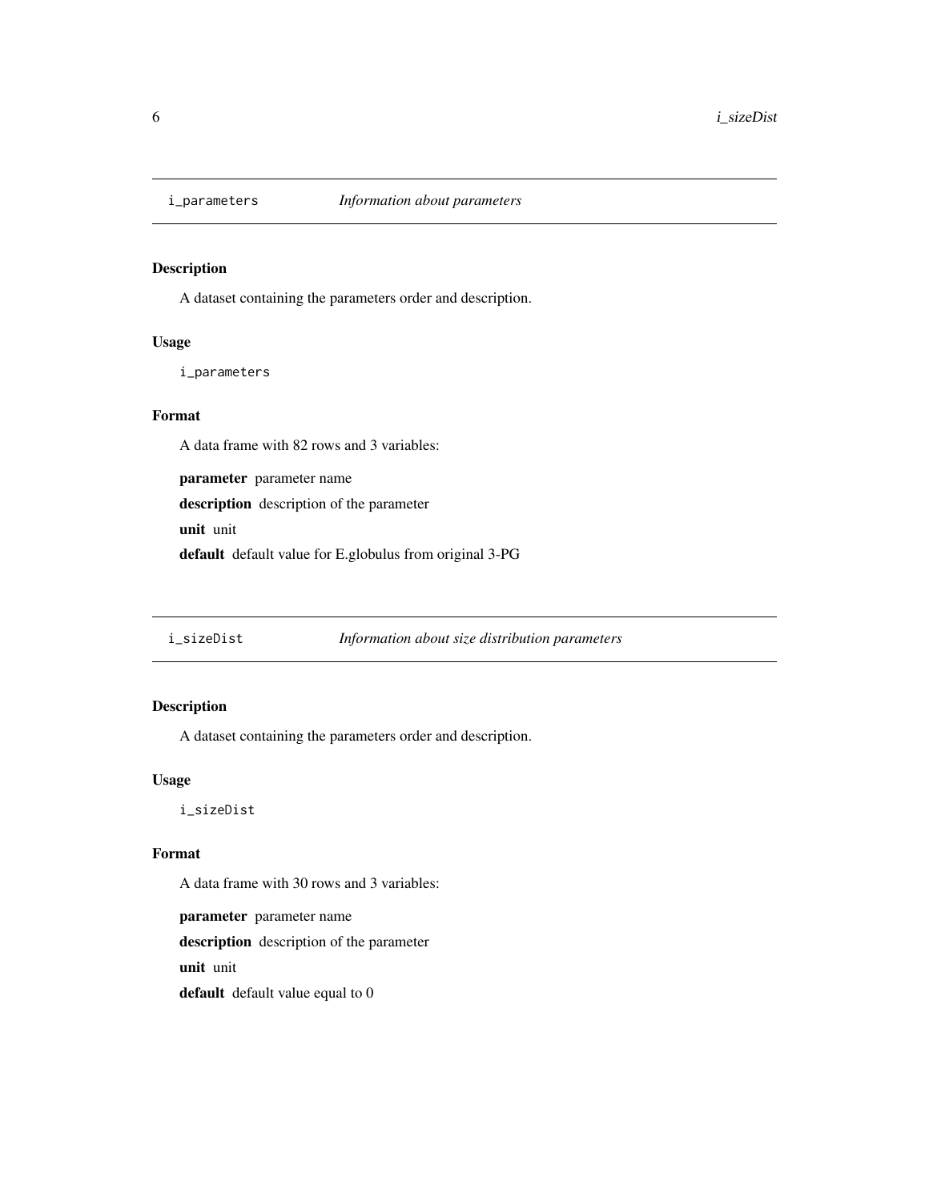## i_parameters — *Information about parameters*

### Description

A dataset containing the parameters order and description.

### Usage

```
i_parameters
```

### Format

A data frame with 82 rows and 3 variables:

**parameter** parameter name

**description** description of the parameter

**unit** unit

**default** default value for E.globulus from original 3-PG

## i_sizeDist — *Information about size distribution parameters*

### Description

A dataset containing the parameters order and description.

### Usage

```
i_sizeDist
```

### Format

A data frame with 30 rows and 3 variables:

**parameter** parameter name

**description** description of the parameter

**unit** unit

**default** default value equal to 0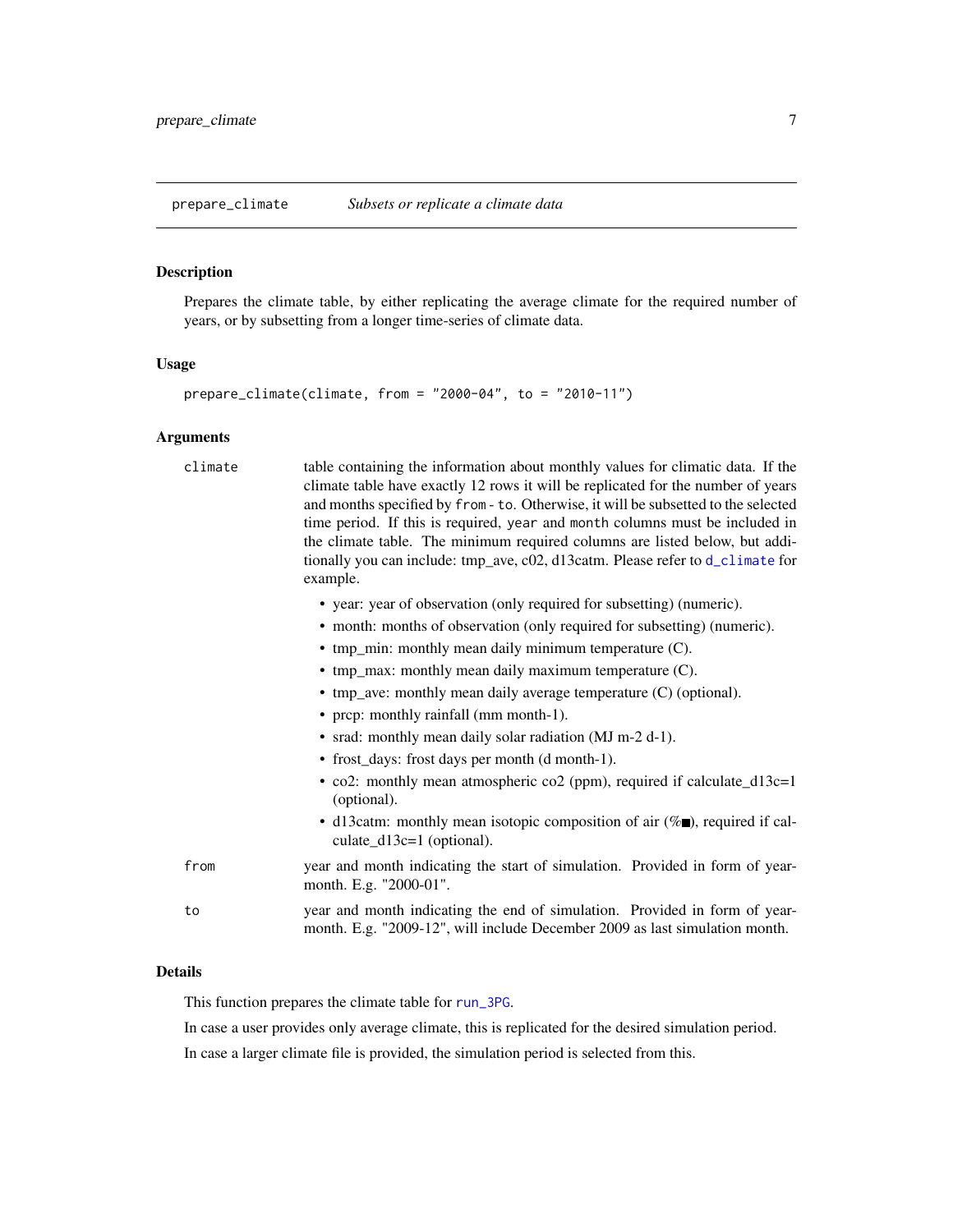## prepare_climate — *Subsets or replicate a climate data*

### Description

Prepares the climate table, by either replicating the average climate for the required number of years, or by subsetting from a longer time-series of climate data.

### Usage

```
prepare_climate(climate, from = "2000-04", to = "2010-11")
```

### Arguments

**climate** — table containing the information about monthly values for climatic data. If the climate table have exactly 12 rows it will be replicated for the number of years and months specified by `from` - `to`. Otherwise, it will be subsetted to the selected time period. If this is required, `year` and `month` columns must be included in the climate table. The minimum required columns are listed below, but additionally you can include: tmp_ave, c02, d13catm. Please refer to `d_climate` for example.

- year: year of observation (only required for subsetting) (numeric).
- month: months of observation (only required for subsetting) (numeric).
- tmp_min: monthly mean daily minimum temperature (C).
- tmp_max: monthly mean daily maximum temperature (C).
- tmp_ave: monthly mean daily average temperature (C) (optional).
- prcp: monthly rainfall (mm month-1).
- srad: monthly mean daily solar radiation (MJ m-2 d-1).
- frost_days: frost days per month (d month-1).
- co2: monthly mean atmospheric co2 (ppm), required if calculate_d13c=1 (optional).
- d13catm: monthly mean isotopic composition of air (%■), required if calculate_d13c=1 (optional).

**from** — year and month indicating the start of simulation. Provided in form of year-month. E.g. "2000-01".

**to** — year and month indicating the end of simulation. Provided in form of year-month. E.g. "2009-12", will include December 2009 as last simulation month.

### Details

This function prepares the climate table for `run_3PG`.

In case a user provides only average climate, this is replicated for the desired simulation period.

In case a larger climate file is provided, the simulation period is selected from this.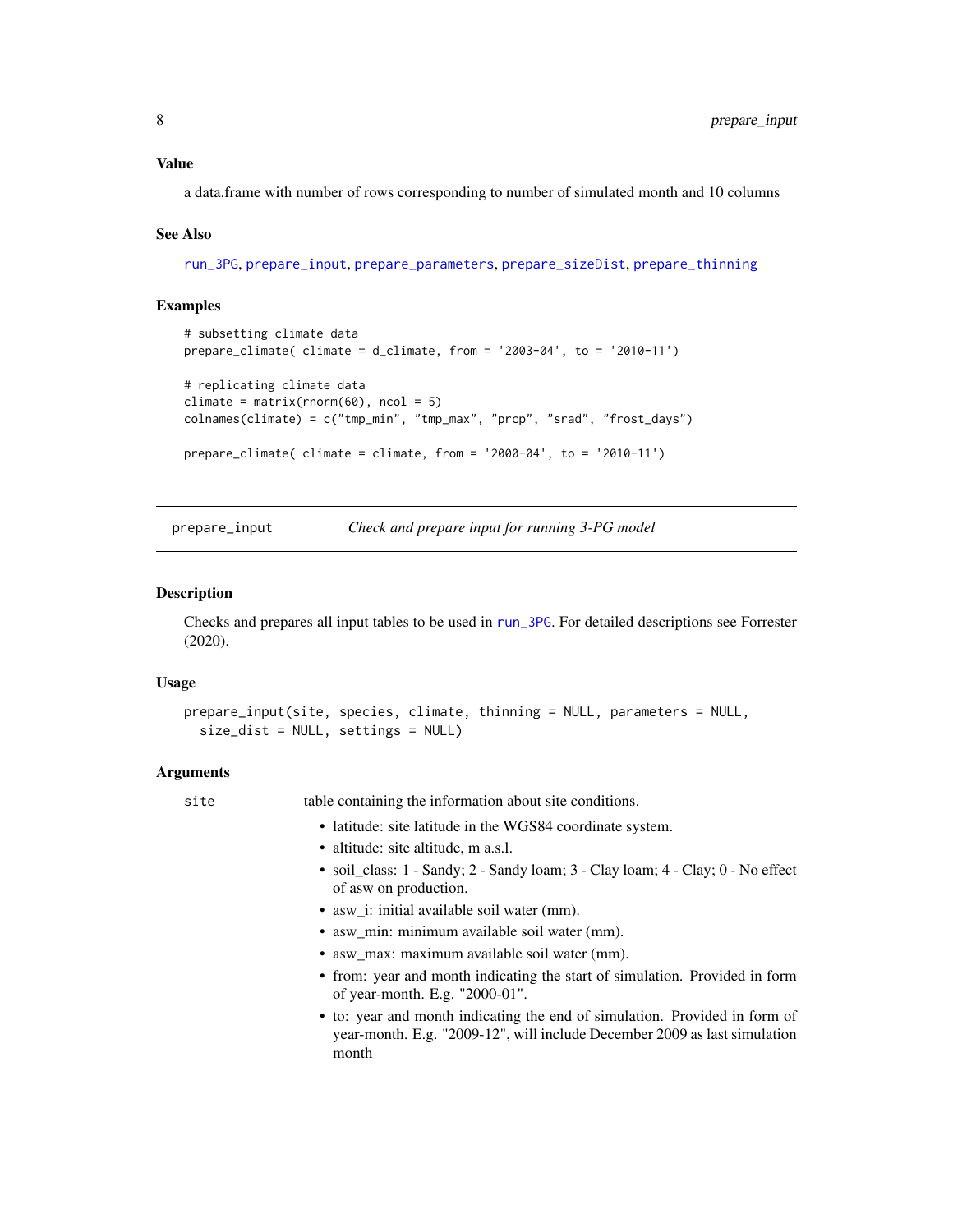### Value

a data.frame with number of rows corresponding to number of simulated month and 10 columns

### See Also

run_3PG, prepare_input, prepare_parameters, prepare_sizeDist, prepare_thinning

### Examples

```
# subsetting climate data
prepare_climate( climate = d_climate, from = '2003-04', to = '2010-11')

# replicating climate data
climate = matrix(rnorm(60), ncol = 5)
colnames(climate) = c("tmp_min", "tmp_max", "prcp", "srad", "frost_days")

prepare_climate( climate = climate, from = '2000-04', to = '2010-11')
```

---

## prepare_input — *Check and prepare input for running 3-PG model*

### Description

Checks and prepares all input tables to be used in run_3PG. For detailed descriptions see Forrester (2020).

### Usage

```
prepare_input(site, species, climate, thinning = NULL, parameters = NULL,
  size_dist = NULL, settings = NULL)
```

### Arguments

`site` table containing the information about site conditions.

- latitude: site latitude in the WGS84 coordinate system.
- altitude: site altitude, m a.s.l.
- soil_class: 1 - Sandy; 2 - Sandy loam; 3 - Clay loam; 4 - Clay; 0 - No effect of asw on production.
- asw_i: initial available soil water (mm).
- asw_min: minimum available soil water (mm).
- asw_max: maximum available soil water (mm).
- from: year and month indicating the start of simulation. Provided in form of year-month. E.g. "2000-01".
- to: year and month indicating the end of simulation. Provided in form of year-month. E.g. "2009-12", will include December 2009 as last simulation month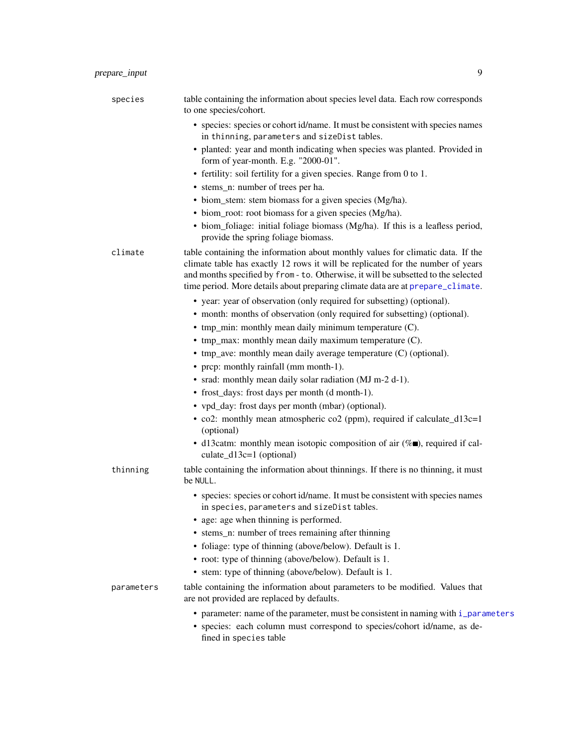**species** table containing the information about species level data. Each row corresponds to one species/cohort.

- species: species or cohort id/name. It must be consistent with species names in `thinning`, `parameters` and `sizeDist` tables.
- planted: year and month indicating when species was planted. Provided in form of year-month. E.g. "2000-01".
- fertility: soil fertility for a given species. Range from 0 to 1.
- stems_n: number of trees per ha.
- biom_stem: stem biomass for a given species (Mg/ha).
- biom_root: root biomass for a given species (Mg/ha).
- biom_foliage: initial foliage biomass (Mg/ha). If this is a leafless period, provide the spring foliage biomass.

**climate** table containing the information about monthly values for climatic data. If the climate table has exactly 12 rows it will be replicated for the number of years and months specified by `from` - `to`. Otherwise, it will be subsetted to the selected time period. More details about preparing climate data are at `prepare_climate`.

- year: year of observation (only required for subsetting) (optional).
- month: months of observation (only required for subsetting) (optional).
- tmp_min: monthly mean daily minimum temperature (C).
- tmp_max: monthly mean daily maximum temperature (C).
- tmp_ave: monthly mean daily average temperature (C) (optional).
- prcp: monthly rainfall (mm month-1).
- srad: monthly mean daily solar radiation (MJ m-2 d-1).
- frost_days: frost days per month (d month-1).
- vpd_day: frost days per month (mbar) (optional).
- co2: monthly mean atmospheric co2 (ppm), required if calculate_d13c=1 (optional)
- d13catm: monthly mean isotopic composition of air (%■), required if calculate_d13c=1 (optional)

**thinning** table containing the information about thinnings. If there is no thinning, it must be `NULL`.

- species: species or cohort id/name. It must be consistent with species names in `species`, `parameters` and `sizeDist` tables.
- age: age when thinning is performed.
- stems_n: number of trees remaining after thinning
- foliage: type of thinning (above/below). Default is 1.
- root: type of thinning (above/below). Default is 1.
- stem: type of thinning (above/below). Default is 1.

**parameters** table containing the information about parameters to be modified. Values that are not provided are replaced by defaults.

- parameter: name of the parameter, must be consistent in naming with `i_parameters`
- species: each column must correspond to species/cohort id/name, as defined in `species` table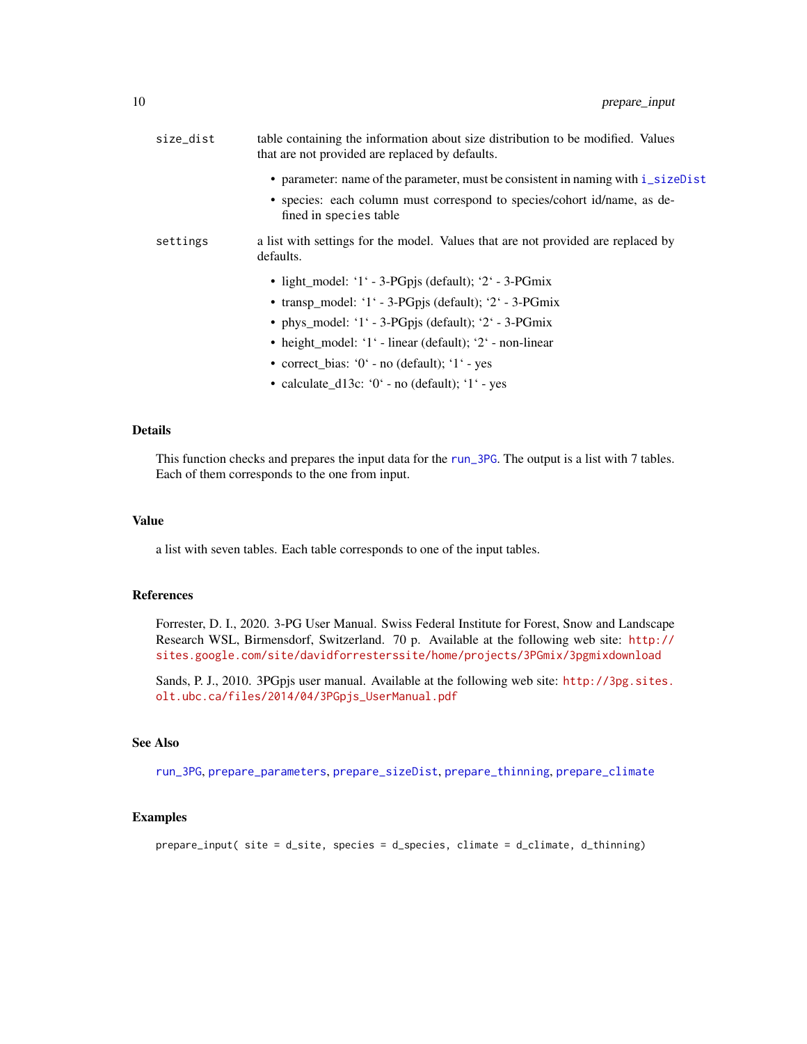size_dist
: table containing the information about size distribution to be modified. Values that are not provided are replaced by defaults.

- parameter: name of the parameter, must be consistent in naming with `i_sizeDist`
- species: each column must correspond to species/cohort id/name, as defined in `species` table

settings
: a list with settings for the model. Values that are not provided are replaced by defaults.

- light_model: '1' - 3-PGpjs (default); '2' - 3-PGmix
- transp_model: '1' - 3-PGpjs (default); '2' - 3-PGmix
- phys_model: '1' - 3-PGpjs (default); '2' - 3-PGmix
- height_model: '1' - linear (default); '2' - non-linear
- correct_bias: '0' - no (default); '1' - yes
- calculate_d13c: '0' - no (default); '1' - yes

## Details

This function checks and prepares the input data for the `run_3PG`. The output is a list with 7 tables. Each of them corresponds to the one from input.

## Value

a list with seven tables. Each table corresponds to one of the input tables.

## References

Forrester, D. I., 2020. 3-PG User Manual. Swiss Federal Institute for Forest, Snow and Landscape Research WSL, Birmensdorf, Switzerland. 70 p. Available at the following web site: http://sites.google.com/site/davidforresterssite/home/projects/3PGmix/3pgmixdownload

Sands, P. J., 2010. 3PGpjs user manual. Available at the following web site: http://3pg.sites.olt.ubc.ca/files/2014/04/3PGpjs_UserManual.pdf

## See Also

`run_3PG`, `prepare_parameters`, `prepare_sizeDist`, `prepare_thinning`, `prepare_climate`

## Examples

```
prepare_input( site = d_site, species = d_species, climate = d_climate, d_thinning)
```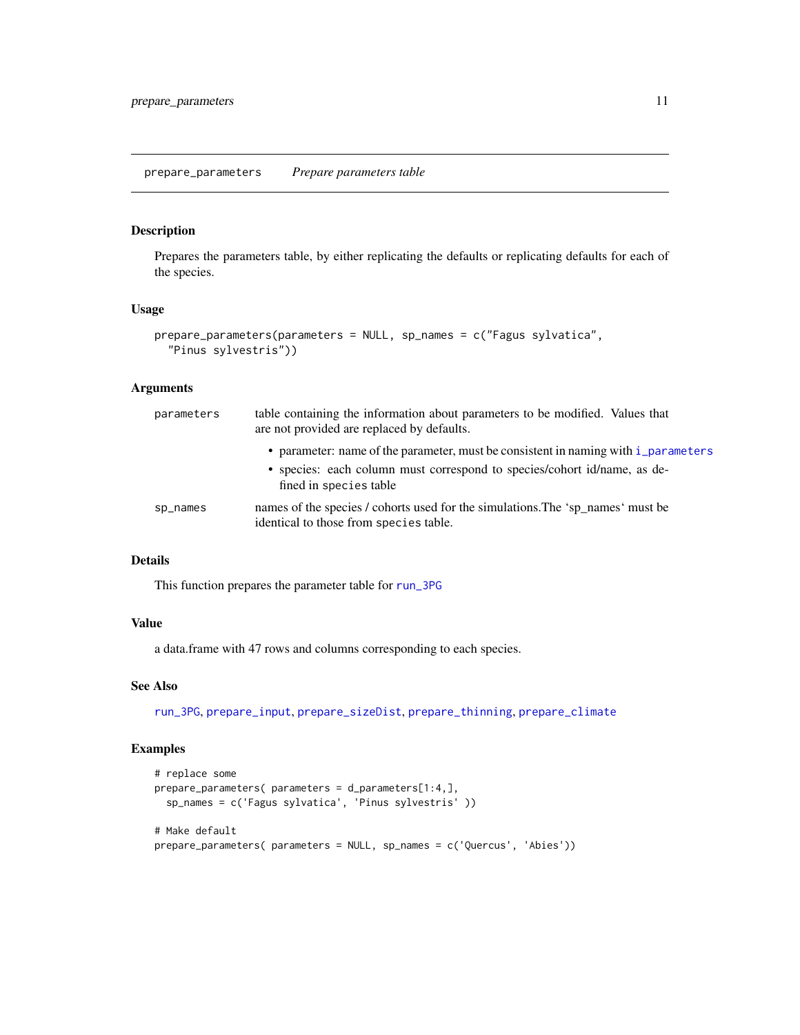# prepare_parameters *Prepare parameters table*

## Description

Prepares the parameters table, by either replicating the defaults or replicating defaults for each of the species.

## Usage

```
prepare_parameters(parameters = NULL, sp_names = c("Fagus sylvatica",
  "Pinus sylvestris"))
```

## Arguments

| | |
|---|---|
| parameters | table containing the information about parameters to be modified. Values that are not provided are replaced by defaults.<br>• parameter: name of the parameter, must be consistent in naming with `i_parameters`<br>• species: each column must correspond to species/cohort id/name, as defined in `species` table |
| sp_names | names of the species / cohorts used for the simulations.The 'sp_names' must be identical to those from `species` table. |

## Details

This function prepares the parameter table for `run_3PG`

## Value

a data.frame with 47 rows and columns corresponding to each species.

## See Also

`run_3PG`, `prepare_input`, `prepare_sizeDist`, `prepare_thinning`, `prepare_climate`

## Examples

```
# replace some
prepare_parameters( parameters = d_parameters[1:4,],
  sp_names = c('Fagus sylvatica', 'Pinus sylvestris' ))

# Make default
prepare_parameters( parameters = NULL, sp_names = c('Quercus', 'Abies'))
```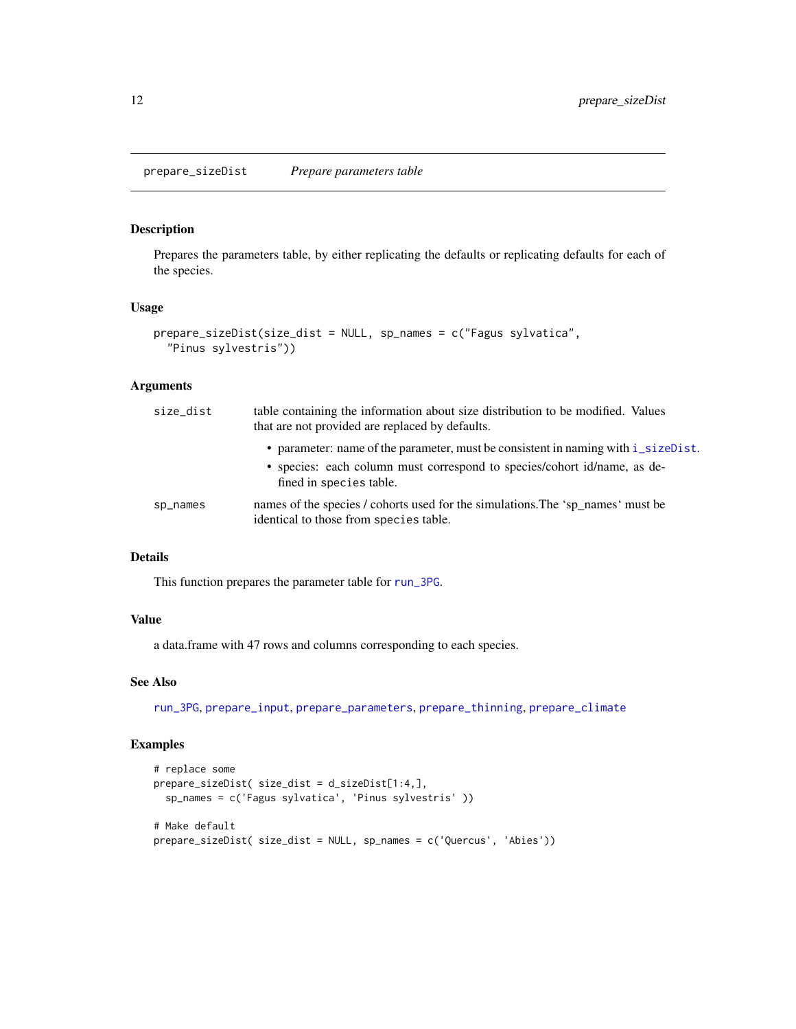prepare_sizeDist    *Prepare parameters table*

## Description

Prepares the parameters table, by either replicating the defaults or replicating defaults for each of the species.

## Usage

```
prepare_sizeDist(size_dist = NULL, sp_names = c("Fagus sylvatica",
  "Pinus sylvestris"))
```

## Arguments

| | |
|---|---|
| size_dist | table containing the information about size distribution to be modified. Values that are not provided are replaced by defaults.<br>• parameter: name of the parameter, must be consistent in naming with i_sizeDist.<br>• species: each column must correspond to species/cohort id/name, as defined in species table. |
| sp_names | names of the species / cohorts used for the simulations.The 'sp_names' must be identical to those from species table. |

## Details

This function prepares the parameter table for run_3PG.

## Value

a data.frame with 47 rows and columns corresponding to each species.

## See Also

run_3PG, prepare_input, prepare_parameters, prepare_thinning, prepare_climate

## Examples

```
# replace some
prepare_sizeDist( size_dist = d_sizeDist[1:4,],
  sp_names = c('Fagus sylvatica', 'Pinus sylvestris' ))

# Make default
prepare_sizeDist( size_dist = NULL, sp_names = c('Quercus', 'Abies'))
```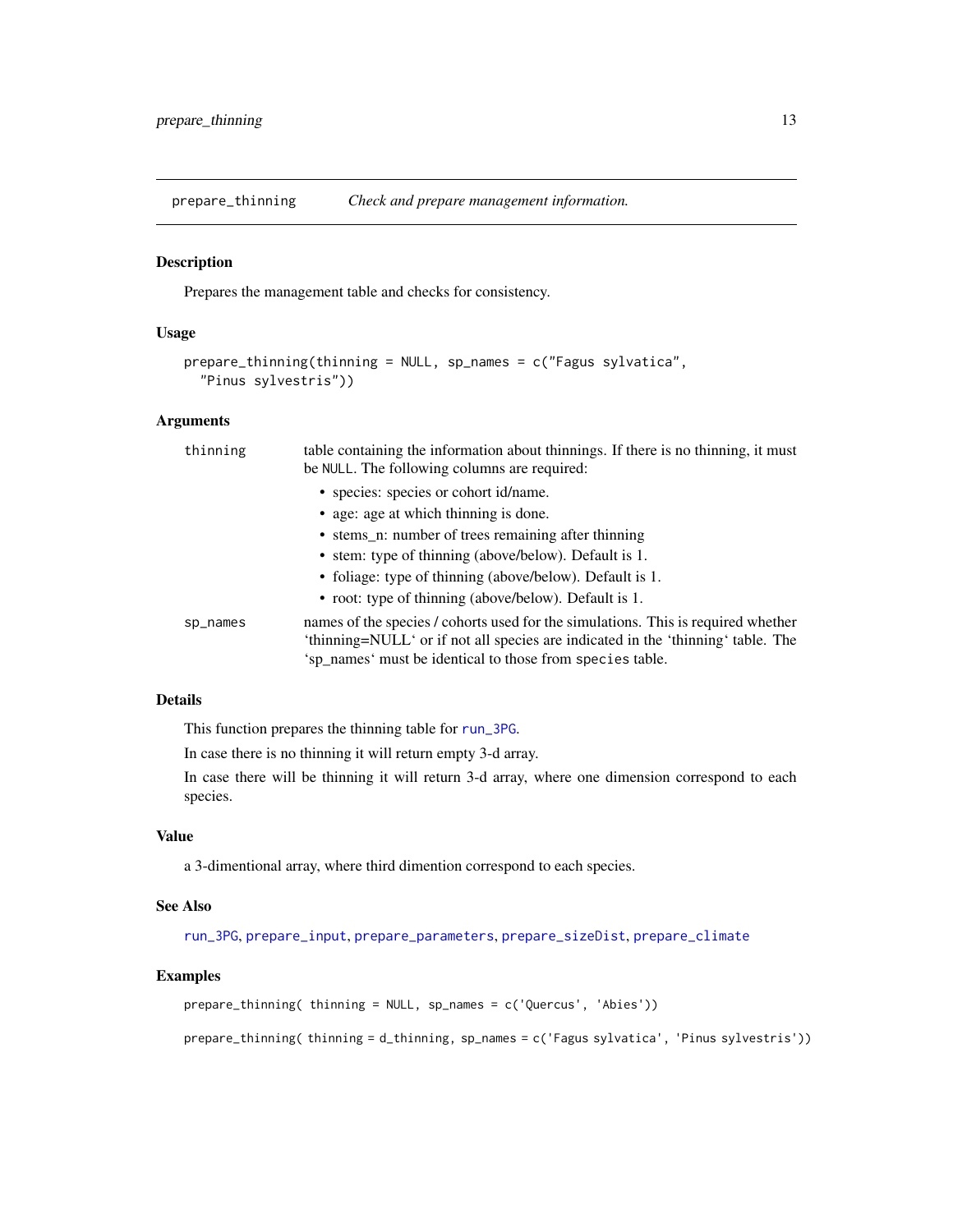## prepare_thinning — *Check and prepare management information.*

### Description

Prepares the management table and checks for consistency.

### Usage

```
prepare_thinning(thinning = NULL, sp_names = c("Fagus sylvatica",
  "Pinus sylvestris"))
```

### Arguments

- `thinning` — table containing the information about thinnings. If there is no thinning, it must be `NULL`. The following columns are required:
  - species: species or cohort id/name.
  - age: age at which thinning is done.
  - stems_n: number of trees remaining after thinning
  - stem: type of thinning (above/below). Default is 1.
  - foliage: type of thinning (above/below). Default is 1.
  - root: type of thinning (above/below). Default is 1.
- `sp_names` — names of the species / cohorts used for the simulations. This is required whether ‘thinning=NULL‘ or if not all species are indicated in the ‘thinning‘ table. The ‘sp_names‘ must be identical to those from `species` table.

### Details

This function prepares the thinning table for `run_3PG`.

In case there is no thinning it will return empty 3-d array.

In case there will be thinning it will return 3-d array, where one dimension correspond to each species.

### Value

a 3-dimentional array, where third dimention correspond to each species.

### See Also

`run_3PG`, `prepare_input`, `prepare_parameters`, `prepare_sizeDist`, `prepare_climate`

### Examples

```
prepare_thinning( thinning = NULL, sp_names = c('Quercus', 'Abies'))

prepare_thinning( thinning = d_thinning, sp_names = c('Fagus sylvatica', 'Pinus sylvestris'))
```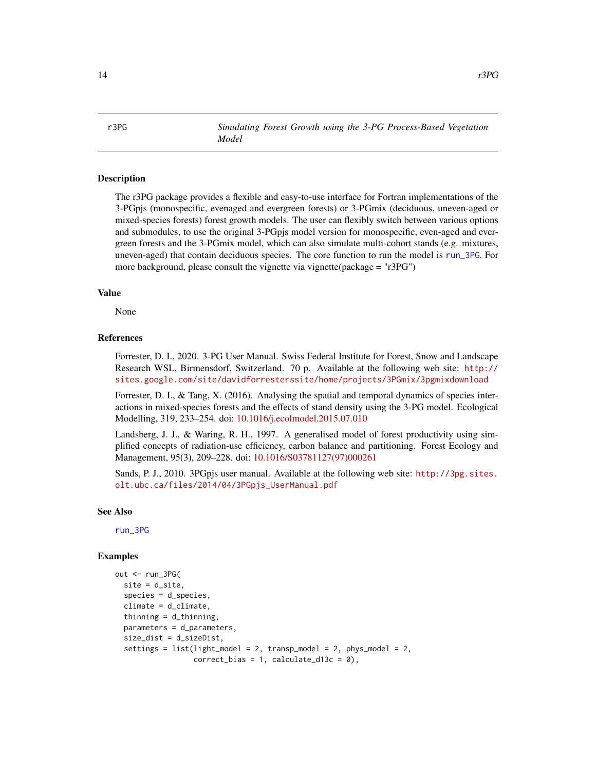# r3PG

*Simulating Forest Growth using the 3-PG Process-Based Vegetation Model*

## Description

The r3PG package provides a flexible and easy-to-use interface for Fortran implementations of the 3-PGpjs (monospecific, evenaged and evergreen forests) or 3-PGmix (deciduous, uneven-aged or mixed-species forests) forest growth models. The user can flexibly switch between various options and submodules, to use the original 3-PGpjs model version for monospecific, even-aged and evergreen forests and the 3-PGmix model, which can also simulate multi-cohort stands (e.g. mixtures, uneven-aged) that contain deciduous species. The core function to run the model is run_3PG. For more background, please consult the vignette via vignette(package = "r3PG")

## Value

None

## References

Forrester, D. I., 2020. 3-PG User Manual. Swiss Federal Institute for Forest, Snow and Landscape Research WSL, Birmensdorf, Switzerland. 70 p. Available at the following web site: http://sites.google.com/site/davidforresterssite/home/projects/3PGmix/3pgmixdownload

Forrester, D. I., & Tang, X. (2016). Analysing the spatial and temporal dynamics of species interactions in mixed-species forests and the effects of stand density using the 3-PG model. Ecological Modelling, 319, 233–254. doi: 10.1016/j.ecolmodel.2015.07.010

Landsberg, J. J., & Waring, R. H., 1997. A generalised model of forest productivity using simplified concepts of radiation-use efficiency, carbon balance and partitioning. Forest Ecology and Management, 95(3), 209–228. doi: 10.1016/S03781127(97)000261

Sands, P. J., 2010. 3PGpjs user manual. Available at the following web site: http://3pg.sites.olt.ubc.ca/files/2014/04/3PGpjs_UserManual.pdf

## See Also

run_3PG

## Examples

```
out <- run_3PG(
  site = d_site,
  species = d_species,
  climate = d_climate,
  thinning = d_thinning,
  parameters = d_parameters,
  size_dist = d_sizeDist,
  settings = list(light_model = 2, transp_model = 2, phys_model = 2,
                  correct_bias = 1, calculate_d13c = 0),
```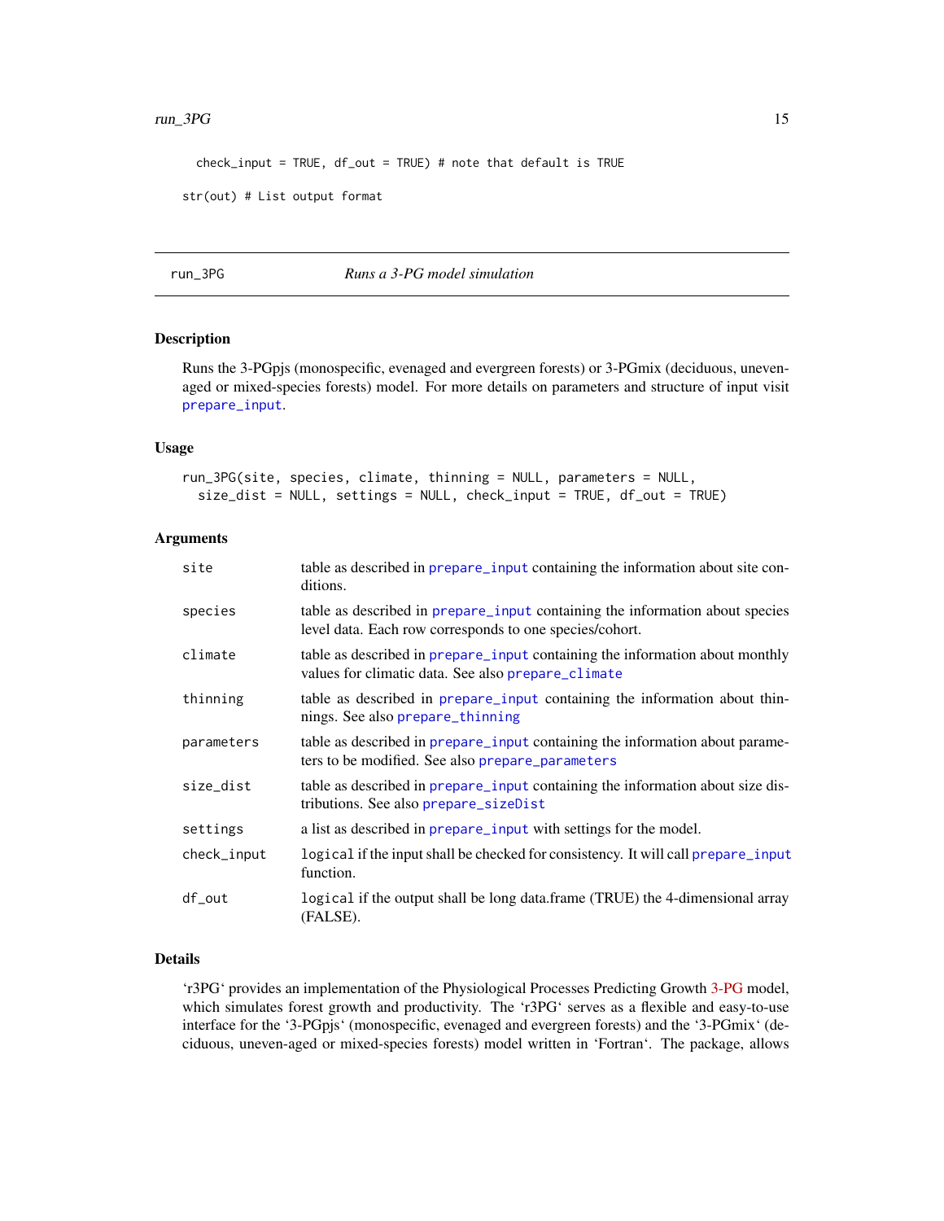```
  check_input = TRUE, df_out = TRUE) # note that default is TRUE

str(out) # List output format
```

---

## run_3PG *Runs a 3-PG model simulation*

### Description

Runs the 3-PGpjs (monospecific, evenaged and evergreen forests) or 3-PGmix (deciduous, unevenaged or mixed-species forests) model. For more details on parameters and structure of input visit prepare_input.

### Usage

```
run_3PG(site, species, climate, thinning = NULL, parameters = NULL,
  size_dist = NULL, settings = NULL, check_input = TRUE, df_out = TRUE)
```

### Arguments

| | |
|---|---|
| site | table as described in prepare_input containing the information about site conditions. |
| species | table as described in prepare_input containing the information about species level data. Each row corresponds to one species/cohort. |
| climate | table as described in prepare_input containing the information about monthly values for climatic data. See also prepare_climate |
| thinning | table as described in prepare_input containing the information about thinnings. See also prepare_thinning |
| parameters | table as described in prepare_input containing the information about parameters to be modified. See also prepare_parameters |
| size_dist | table as described in prepare_input containing the information about size distributions. See also prepare_sizeDist |
| settings | a list as described in prepare_input with settings for the model. |
| check_input | `logical` if the input shall be checked for consistency. It will call prepare_input function. |
| df_out | `logical` if the output shall be long data.frame (TRUE) the 4-dimensional array (FALSE). |

### Details

'r3PG' provides an implementation of the Physiological Processes Predicting Growth 3-PG model, which simulates forest growth and productivity. The 'r3PG' serves as a flexible and easy-to-use interface for the '3-PGpjs' (monospecific, evenaged and evergreen forests) and the '3-PGmix' (deciduous, uneven-aged or mixed-species forests) model written in 'Fortran'. The package, allows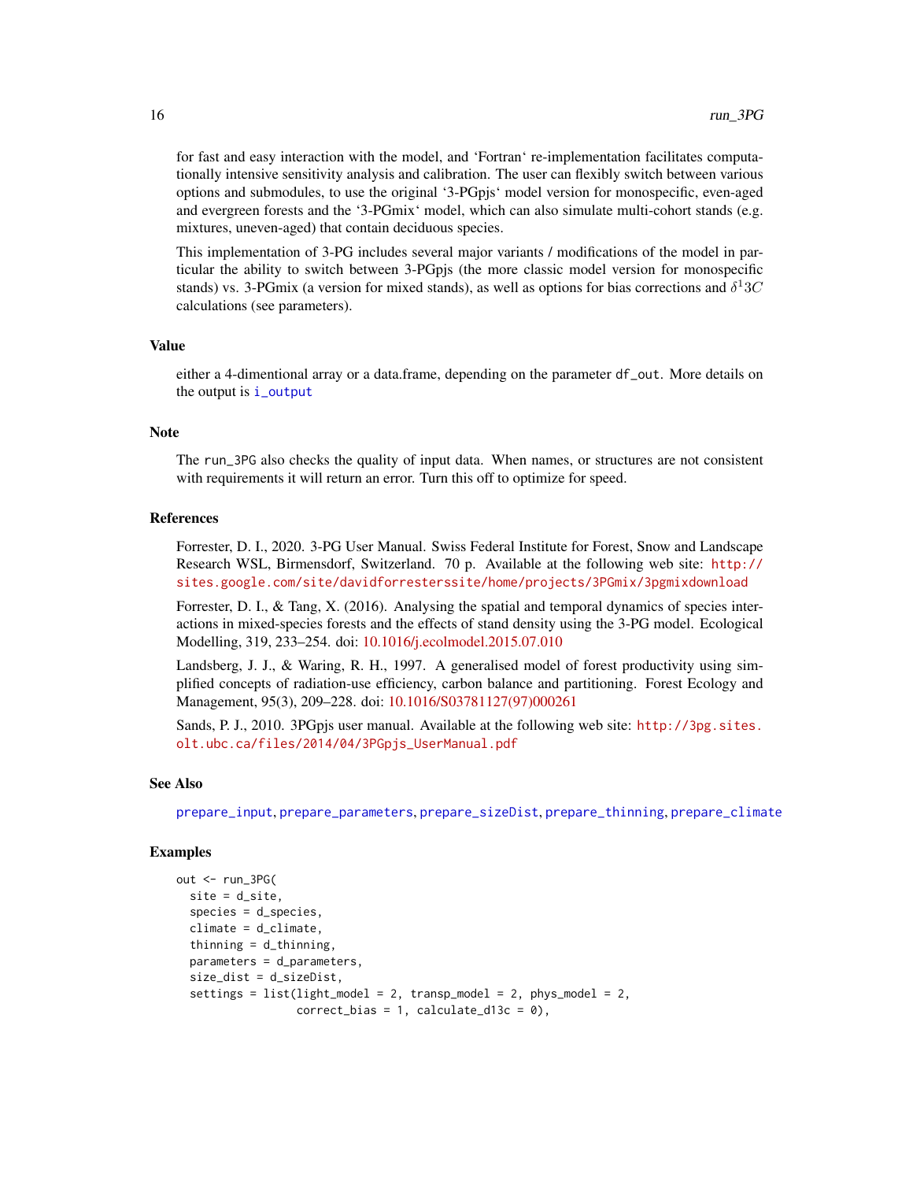for fast and easy interaction with the model, and 'Fortran' re-implementation facilitates computationally intensive sensitivity analysis and calibration. The user can flexibly switch between various options and submodules, to use the original '3-PGpjs' model version for monospecific, even-aged and evergreen forests and the '3-PGmix' model, which can also simulate multi-cohort stands (e.g. mixtures, uneven-aged) that contain deciduous species.

This implementation of 3-PG includes several major variants / modifications of the model in particular the ability to switch between 3-PGpjs (the more classic model version for monospecific stands) vs. 3-PGmix (a version for mixed stands), as well as options for bias corrections and $\delta^1 3C$ calculations (see parameters).

## Value

either a 4-dimentional array or a data.frame, depending on the parameter `df_out`. More details on the output is `i_output`

## Note

The `run_3PG` also checks the quality of input data. When names, or structures are not consistent with requirements it will return an error. Turn this off to optimize for speed.

## References

Forrester, D. I., 2020. 3-PG User Manual. Swiss Federal Institute for Forest, Snow and Landscape Research WSL, Birmensdorf, Switzerland. 70 p. Available at the following web site: http://sites.google.com/site/davidforresterssite/home/projects/3PGmix/3pgmixdownload

Forrester, D. I., & Tang, X. (2016). Analysing the spatial and temporal dynamics of species interactions in mixed-species forests and the effects of stand density using the 3-PG model. Ecological Modelling, 319, 233–254. doi: 10.1016/j.ecolmodel.2015.07.010

Landsberg, J. J., & Waring, R. H., 1997. A generalised model of forest productivity using simplified concepts of radiation-use efficiency, carbon balance and partitioning. Forest Ecology and Management, 95(3), 209–228. doi: 10.1016/S03781127(97)000261

Sands, P. J., 2010. 3PGpjs user manual. Available at the following web site: http://3pg.sites.olt.ubc.ca/files/2014/04/3PGpjs_UserManual.pdf

## See Also

`prepare_input`, `prepare_parameters`, `prepare_sizeDist`, `prepare_thinning`, `prepare_climate`

## Examples

```
out <- run_3PG(
  site = d_site,
  species = d_species,
  climate = d_climate,
  thinning = d_thinning,
  parameters = d_parameters,
  size_dist = d_sizeDist,
  settings = list(light_model = 2, transp_model = 2, phys_model = 2,
                  correct_bias = 1, calculate_d13c = 0),
```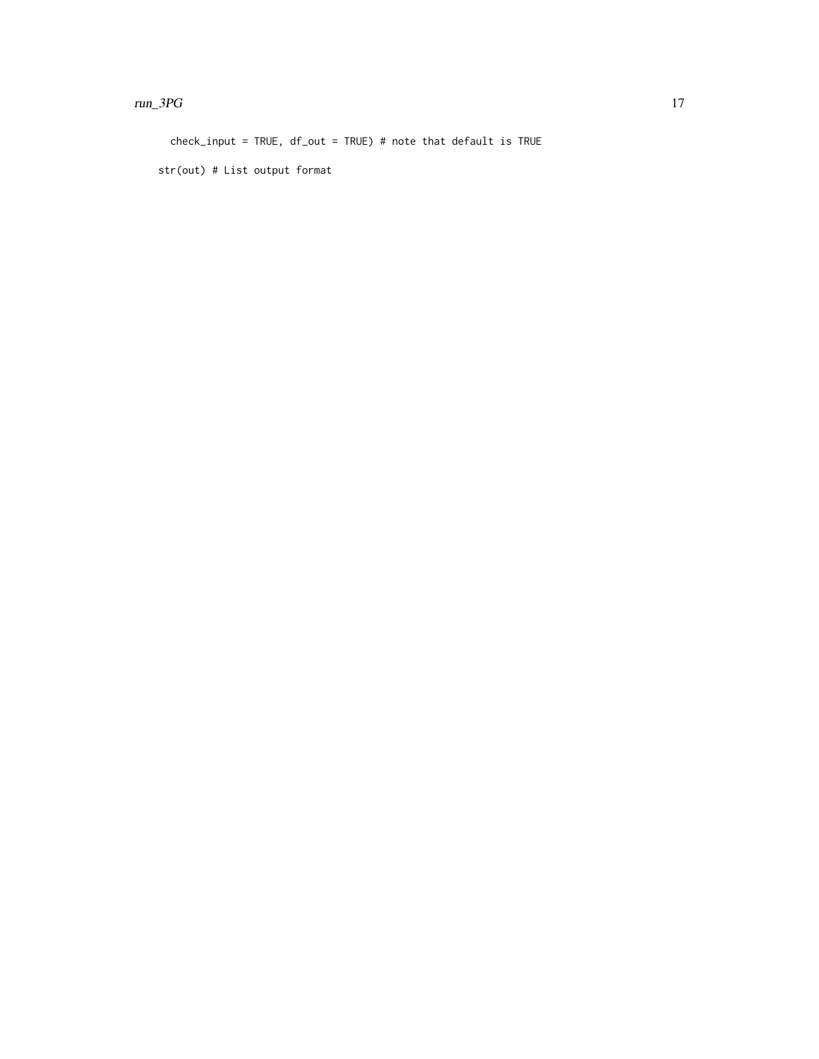```
  check_input = TRUE, df_out = TRUE) # note that default is TRUE

str(out) # List output format
```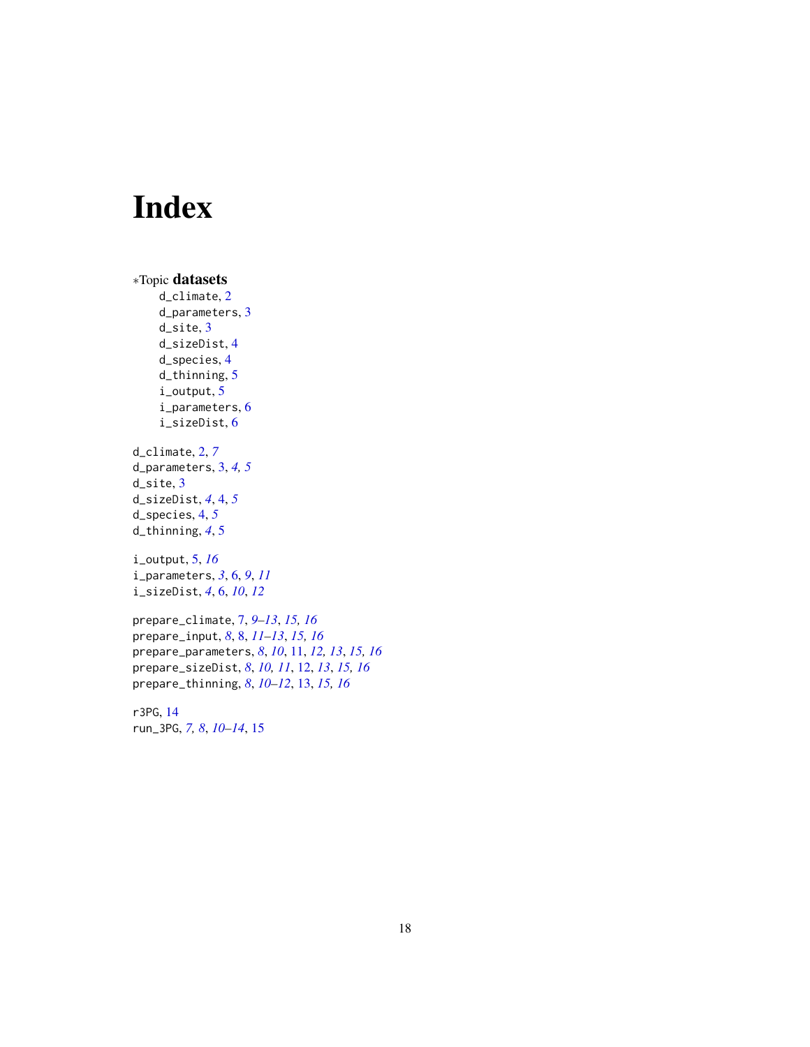# Index

∗Topic **datasets**

- d_climate, 2
- d_parameters, 3
- d_site, 3
- d_sizeDist, 4
- d_species, 4
- d_thinning, 5
- i_output, 5
- i_parameters, 6
- i_sizeDist, 6

d_climate, 2, *7*
d_parameters, 3, *4, 5*
d_site, 3
d_sizeDist, *4*, 4, *5*
d_species, 4, *5*
d_thinning, *4*, 5

i_output, 5, *16*
i_parameters, *3*, 6, *9*, *11*
i_sizeDist, *4*, 6, *10*, *12*

prepare_climate, 7, *9–13*, *15, 16*
prepare_input, *8*, 8, *11–13*, *15, 16*
prepare_parameters, *8*, *10*, 11, *12, 13*, *15, 16*
prepare_sizeDist, *8*, *10, 11*, 12, *13*, *15, 16*
prepare_thinning, *8*, *10–12*, 13, *15, 16*

r3PG, 14
run_3PG, *7, 8*, *10–14*, 15